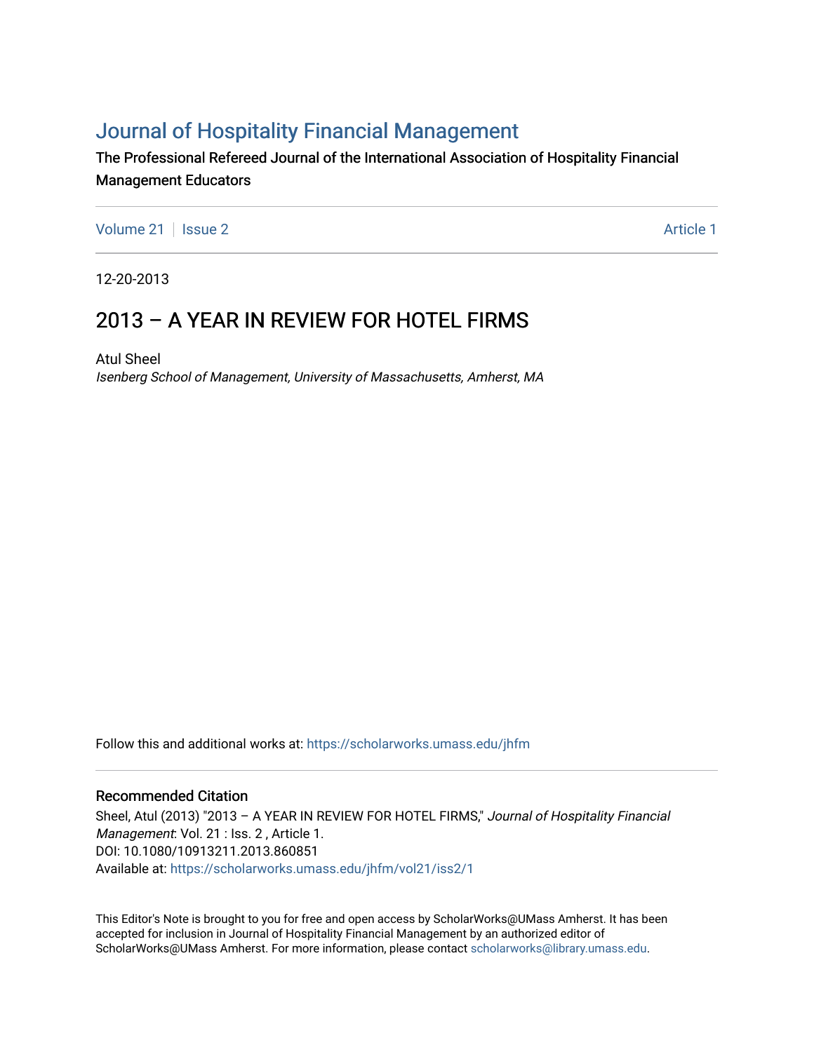# Journal of Hospitality Financial Management

The Professional Refereed Journal of the International Association of Hospitality Financial Management Educators

Volume 21 | Issue 2 | Article 1

12-20-2013

## 2013 – A YEAR IN REVIEW FOR HOTEL FIRMS

Atul Sheel
*Isenberg School of Management, University of Massachusetts, Amherst, MA*

Follow this and additional works at: https://scholarworks.umass.edu/jhfm

### Recommended Citation

Sheel, Atul (2013) "2013 – A YEAR IN REVIEW FOR HOTEL FIRMS," *Journal of Hospitality Financial Management*: Vol. 21 : Iss. 2 , Article 1.
DOI: 10.1080/10913211.2013.860851
Available at: https://scholarworks.umass.edu/jhfm/vol21/iss2/1

This Editor's Note is brought to you for free and open access by ScholarWorks@UMass Amherst. It has been accepted for inclusion in Journal of Hospitality Financial Management by an authorized editor of ScholarWorks@UMass Amherst. For more information, please contact scholarworks@library.umass.edu.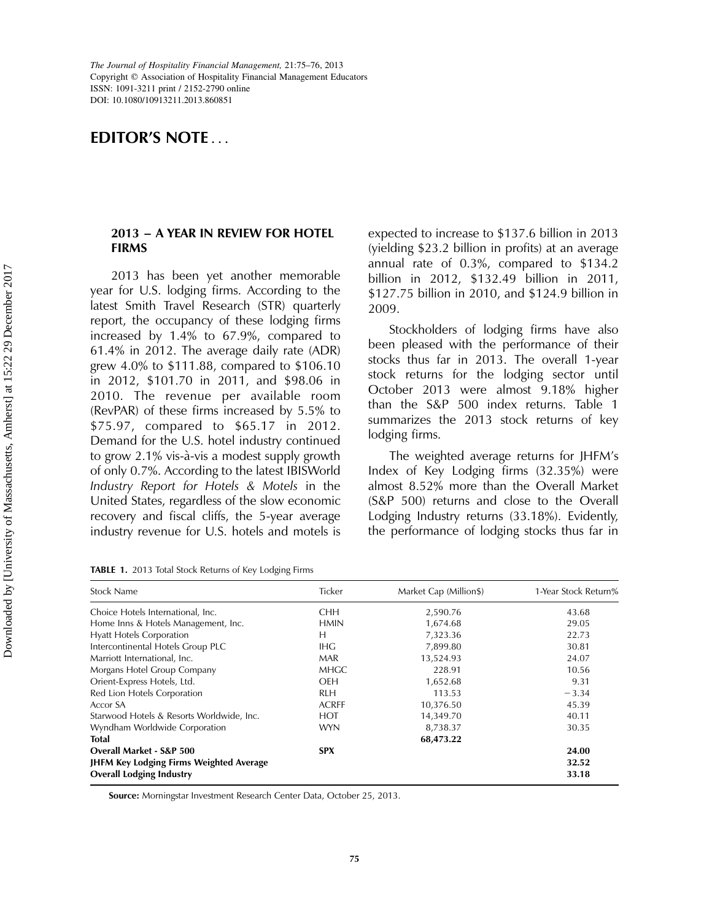# EDITOR'S NOTE . . .

## 2013 – A YEAR IN REVIEW FOR HOTEL FIRMS

2013 has been yet another memorable year for U.S. lodging firms. According to the latest Smith Travel Research (STR) quarterly report, the occupancy of these lodging firms increased by 1.4% to 67.9%, compared to 61.4% in 2012. The average daily rate (ADR) grew 4.0% to $111.88, compared to $106.10 in 2012, $101.70 in 2011, and $98.06 in 2010. The revenue per available room (RevPAR) of these firms increased by 5.5% to $75.97, compared to $65.17 in 2012. Demand for the U.S. hotel industry continued to grow 2.1% vis-à-vis a modest supply growth of only 0.7%. According to the latest IBISWorld *Industry Report for Hotels & Motels* in the United States, regardless of the slow economic recovery and fiscal cliffs, the 5-year average industry revenue for U.S. hotels and motels is expected to increase to $137.6 billion in 2013 (yielding $23.2 billion in profits) at an average annual rate of 0.3%, compared to $134.2 billion in 2012, $132.49 billion in 2011, $127.75 billion in 2010, and $124.9 billion in 2009.

Stockholders of lodging firms have also been pleased with the performance of their stocks thus far in 2013. The overall 1-year stock returns for the lodging sector until October 2013 were almost 9.18% higher than the S&P 500 index returns. Table 1 summarizes the 2013 stock returns of key lodging firms.

The weighted average returns for JHFM's Index of Key Lodging firms (32.35%) were almost 8.52% more than the Overall Market (S&P 500) returns and close to the Overall Lodging Industry returns (33.18%). Evidently, the performance of lodging stocks thus far in

**TABLE 1.** 2013 Total Stock Returns of Key Lodging Firms

| Stock Name | Ticker | Market Cap (Million$) | 1-Year Stock Return% |
|---|---|---|---|
| Choice Hotels International, Inc. | CHH | 2,590.76 | 43.68 |
| Home Inns & Hotels Management, Inc. | HMIN | 1,674.68 | 29.05 |
| Hyatt Hotels Corporation | H | 7,323.36 | 22.73 |
| Intercontinental Hotels Group PLC | IHG | 7,899.80 | 30.81 |
| Marriott International, Inc. | MAR | 13,524.93 | 24.07 |
| Morgans Hotel Group Company | MHGC | 228.91 | 10.56 |
| Orient-Express Hotels, Ltd. | OEH | 1,652.68 | 9.31 |
| Red Lion Hotels Corporation | RLH | 113.53 | −3.34 |
| Accor SA | ACRFF | 10,376.50 | 45.39 |
| Starwood Hotels & Resorts Worldwide, Inc. | HOT | 14,349.70 | 40.11 |
| Wyndham Worldwide Corporation | WYN | 8,738.37 | 30.35 |
| **Total** | | **68,473.22** | |
| **Overall Market - S&P 500** | **SPX** | | **24.00** |
| **JHFM Key Lodging Firms Weighted Average** | | | **32.52** |
| **Overall Lodging Industry** | | | **33.18** |

**Source:** Morningstar Investment Research Center Data, October 25, 2013.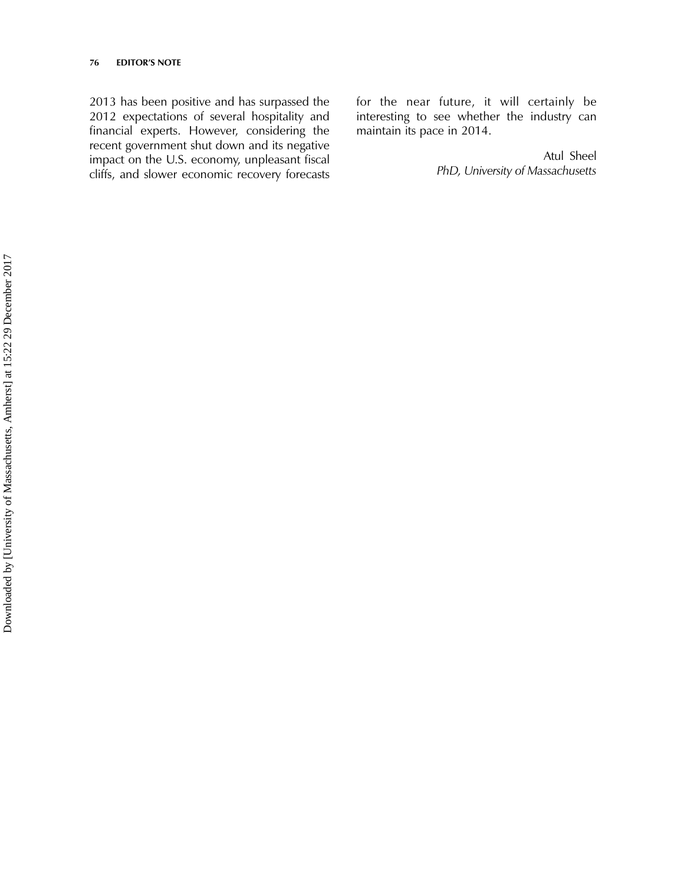2013 has been positive and has surpassed the 2012 expectations of several hospitality and financial experts. However, considering the recent government shut down and its negative impact on the U.S. economy, unpleasant fiscal cliffs, and slower economic recovery forecasts for the near future, it will certainly be interesting to see whether the industry can maintain its pace in 2014.

Atul Sheel
*PhD, University of Massachusetts*